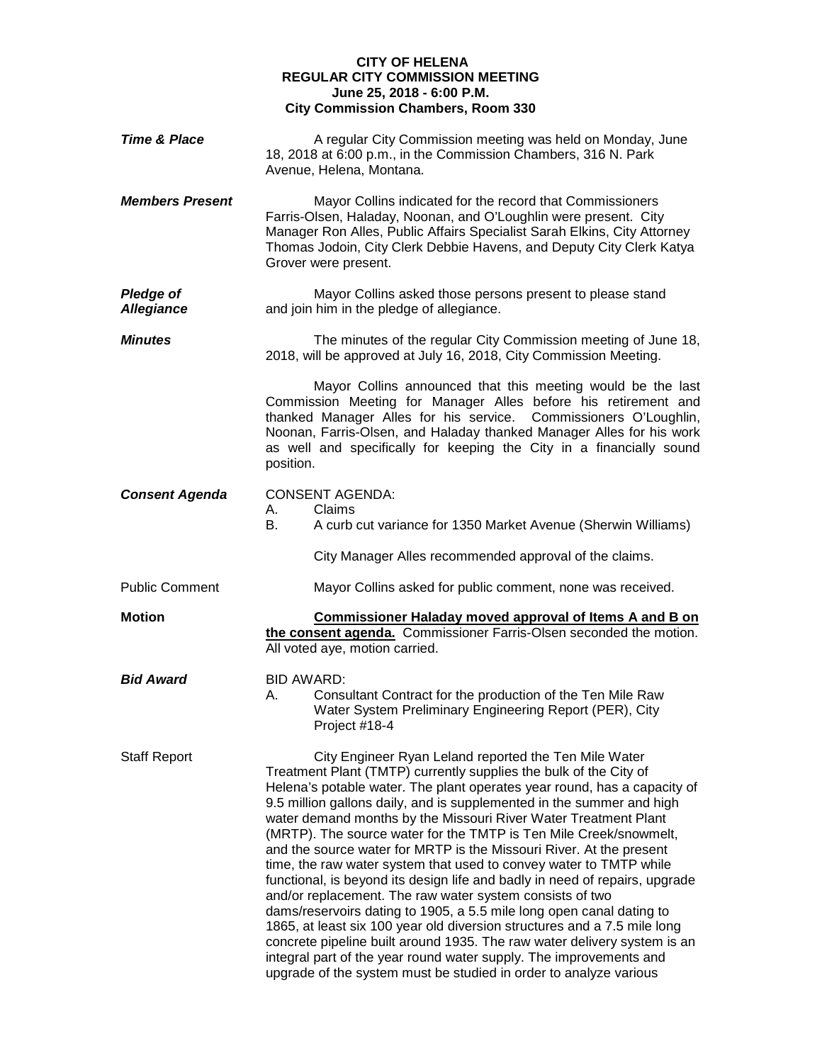**CITY OF HELENA**
**REGULAR CITY COMMISSION MEETING**
**June 25, 2018 - 6:00 P.M.**
**City Commission Chambers, Room 330**

***Time & Place*** A regular City Commission meeting was held on Monday, June 18, 2018 at 6:00 p.m., in the Commission Chambers, 316 N. Park Avenue, Helena, Montana.

***Members Present*** Mayor Collins indicated for the record that Commissioners Farris-Olsen, Haladay, Noonan, and O'Loughlin were present. City Manager Ron Alles, Public Affairs Specialist Sarah Elkins, City Attorney Thomas Jodoin, City Clerk Debbie Havens, and Deputy City Clerk Katya Grover were present.

***Pledge of Allegiance*** Mayor Collins asked those persons present to please stand and join him in the pledge of allegiance.

***Minutes*** The minutes of the regular City Commission meeting of June 18, 2018, will be approved at July 16, 2018, City Commission Meeting.

Mayor Collins announced that this meeting would be the last Commission Meeting for Manager Alles before his retirement and thanked Manager Alles for his service. Commissioners O'Loughlin, Noonan, Farris-Olsen, and Haladay thanked Manager Alles for his work as well and specifically for keeping the City in a financially sound position.

***Consent Agenda*** CONSENT AGENDA:

A. Claims
B. A curb cut variance for 1350 Market Avenue (Sherwin Williams)

City Manager Alles recommended approval of the claims.

Public Comment Mayor Collins asked for public comment, none was received.

**Motion** **Commissioner Haladay moved approval of Items A and B on the consent agenda.** Commissioner Farris-Olsen seconded the motion. All voted aye, motion carried.

***Bid Award*** BID AWARD:

A. Consultant Contract for the production of the Ten Mile Raw Water System Preliminary Engineering Report (PER), City Project #18-4

Staff Report City Engineer Ryan Leland reported the Ten Mile Water Treatment Plant (TMTP) currently supplies the bulk of the City of Helena's potable water. The plant operates year round, has a capacity of 9.5 million gallons daily, and is supplemented in the summer and high water demand months by the Missouri River Water Treatment Plant (MRTP). The source water for the TMTP is Ten Mile Creek/snowmelt, and the source water for MRTP is the Missouri River. At the present time, the raw water system that used to convey water to TMTP while functional, is beyond its design life and badly in need of repairs, upgrade and/or replacement. The raw water system consists of two dams/reservoirs dating to 1905, a 5.5 mile long open canal dating to 1865, at least six 100 year old diversion structures and a 7.5 mile long concrete pipeline built around 1935. The raw water delivery system is an integral part of the year round water supply. The improvements and upgrade of the system must be studied in order to analyze various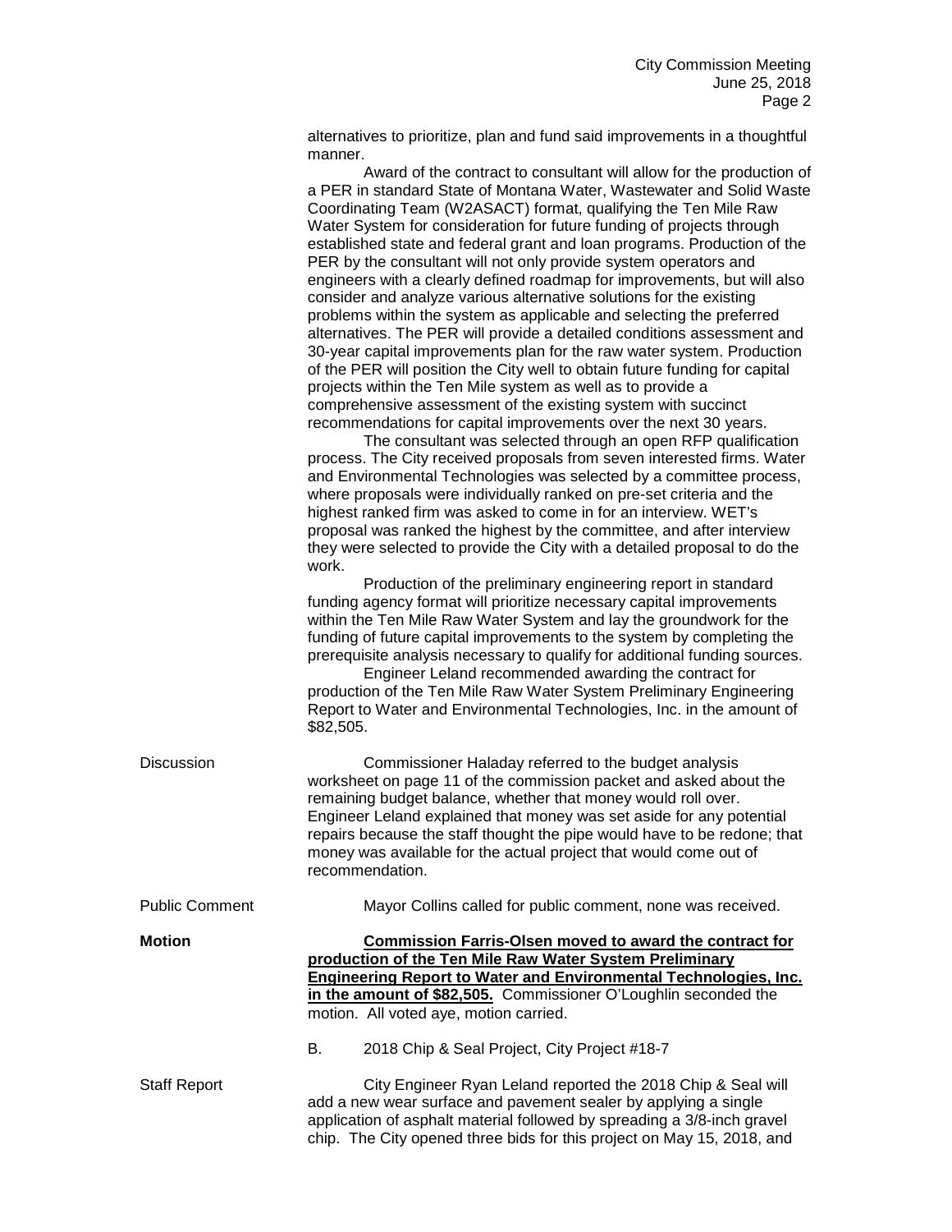alternatives to prioritize, plan and fund said improvements in a thoughtful manner.

Award of the contract to consultant will allow for the production of a PER in standard State of Montana Water, Wastewater and Solid Waste Coordinating Team (W2ASACT) format, qualifying the Ten Mile Raw Water System for consideration for future funding of projects through established state and federal grant and loan programs. Production of the PER by the consultant will not only provide system operators and engineers with a clearly defined roadmap for improvements, but will also consider and analyze various alternative solutions for the existing problems within the system as applicable and selecting the preferred alternatives. The PER will provide a detailed conditions assessment and 30-year capital improvements plan for the raw water system. Production of the PER will position the City well to obtain future funding for capital projects within the Ten Mile system as well as to provide a comprehensive assessment of the existing system with succinct recommendations for capital improvements over the next 30 years.

The consultant was selected through an open RFP qualification process. The City received proposals from seven interested firms. Water and Environmental Technologies was selected by a committee process, where proposals were individually ranked on pre-set criteria and the highest ranked firm was asked to come in for an interview. WET's proposal was ranked the highest by the committee, and after interview they were selected to provide the City with a detailed proposal to do the work.

Production of the preliminary engineering report in standard funding agency format will prioritize necessary capital improvements within the Ten Mile Raw Water System and lay the groundwork for the funding of future capital improvements to the system by completing the prerequisite analysis necessary to qualify for additional funding sources.

Engineer Leland recommended awarding the contract for production of the Ten Mile Raw Water System Preliminary Engineering Report to Water and Environmental Technologies, Inc. in the amount of $82,505.

Discussion

Commissioner Haladay referred to the budget analysis worksheet on page 11 of the commission packet and asked about the remaining budget balance, whether that money would roll over. Engineer Leland explained that money was set aside for any potential repairs because the staff thought the pipe would have to be redone; that money was available for the actual project that would come out of recommendation.

Public Comment

Mayor Collins called for public comment, none was received.

**Motion**

**<u>Commission Farris-Olsen moved to award the contract for production of the Ten Mile Raw Water System Preliminary Engineering Report to Water and Environmental Technologies, Inc. in the amount of $82,505.</u>** Commissioner O'Loughlin seconded the motion. All voted aye, motion carried.

B. 2018 Chip & Seal Project, City Project #18-7

Staff Report

City Engineer Ryan Leland reported the 2018 Chip & Seal will add a new wear surface and pavement sealer by applying a single application of asphalt material followed by spreading a 3/8-inch gravel chip. The City opened three bids for this project on May 15, 2018, and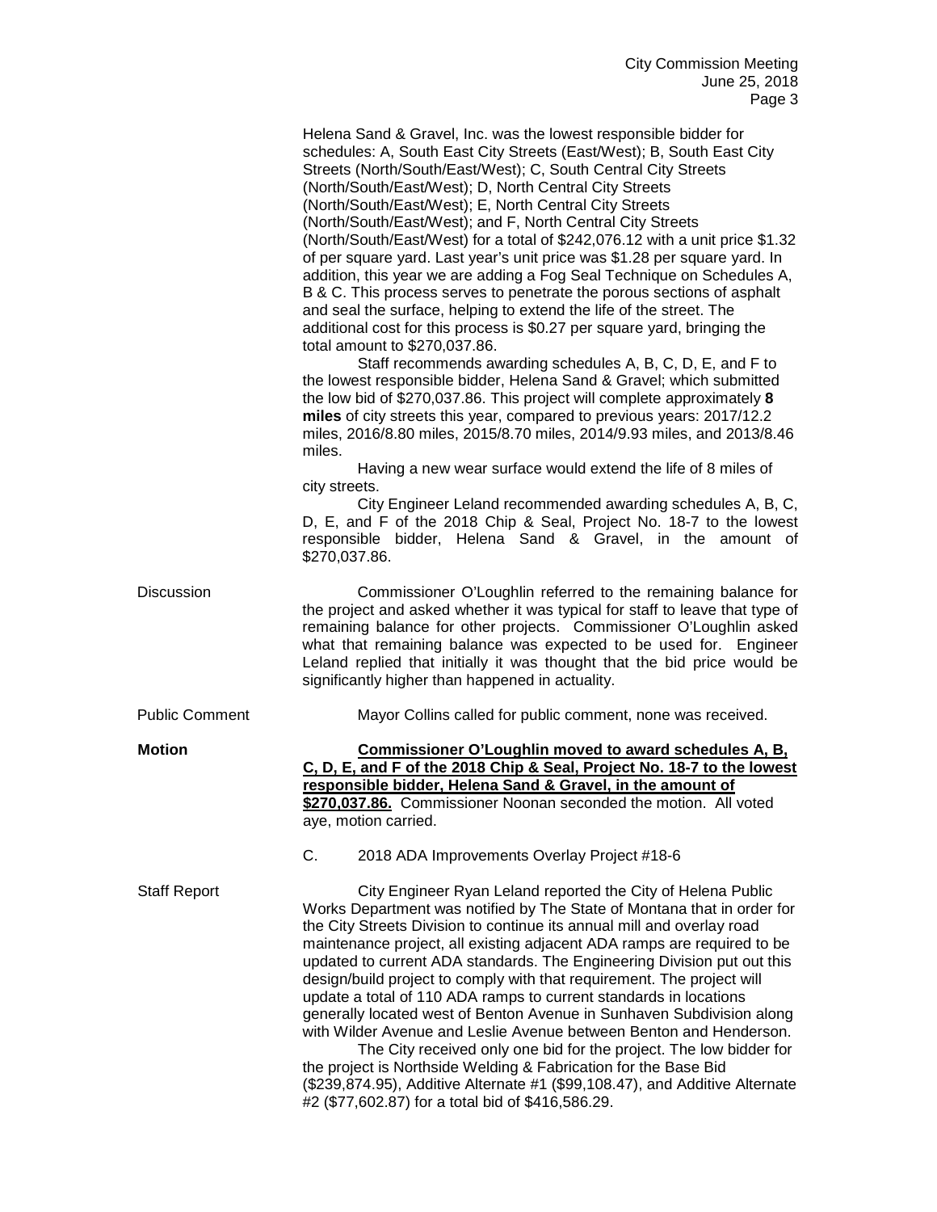Helena Sand & Gravel, Inc. was the lowest responsible bidder for schedules: A, South East City Streets (East/West); B, South East City Streets (North/South/East/West); C, South Central City Streets (North/South/East/West); D, North Central City Streets (North/South/East/West); E, North Central City Streets (North/South/East/West); and F, North Central City Streets (North/South/East/West) for a total of $242,076.12 with a unit price $1.32 of per square yard. Last year's unit price was $1.28 per square yard. In addition, this year we are adding a Fog Seal Technique on Schedules A, B & C. This process serves to penetrate the porous sections of asphalt and seal the surface, helping to extend the life of the street. The additional cost for this process is $0.27 per square yard, bringing the total amount to $270,037.86.

Staff recommends awarding schedules A, B, C, D, E, and F to the lowest responsible bidder, Helena Sand & Gravel; which submitted the low bid of $270,037.86. This project will complete approximately **8 miles** of city streets this year, compared to previous years: 2017/12.2 miles, 2016/8.80 miles, 2015/8.70 miles, 2014/9.93 miles, and 2013/8.46 miles.

Having a new wear surface would extend the life of 8 miles of city streets.

City Engineer Leland recommended awarding schedules A, B, C, D, E, and F of the 2018 Chip & Seal, Project No. 18-7 to the lowest responsible bidder, Helena Sand & Gravel, in the amount of $270,037.86.

Discussion

Commissioner O'Loughlin referred to the remaining balance for the project and asked whether it was typical for staff to leave that type of remaining balance for other projects. Commissioner O'Loughlin asked what that remaining balance was expected to be used for. Engineer Leland replied that initially it was thought that the bid price would be significantly higher than happened in actuality.

Public Comment

Mayor Collins called for public comment, none was received.

**Motion**

**Commissioner O'Loughlin moved to award schedules A, B, C, D, E, and F of the 2018 Chip & Seal, Project No. 18-7 to the lowest responsible bidder, Helena Sand & Gravel, in the amount of $270,037.86.** Commissioner Noonan seconded the motion. All voted aye, motion carried.

C. 2018 ADA Improvements Overlay Project #18-6

Staff Report

City Engineer Ryan Leland reported the City of Helena Public Works Department was notified by The State of Montana that in order for the City Streets Division to continue its annual mill and overlay road maintenance project, all existing adjacent ADA ramps are required to be updated to current ADA standards. The Engineering Division put out this design/build project to comply with that requirement. The project will update a total of 110 ADA ramps to current standards in locations generally located west of Benton Avenue in Sunhaven Subdivision along with Wilder Avenue and Leslie Avenue between Benton and Henderson.

The City received only one bid for the project. The low bidder for the project is Northside Welding & Fabrication for the Base Bid ($239,874.95), Additive Alternate #1 ($99,108.47), and Additive Alternate #2 ($77,602.87) for a total bid of $416,586.29.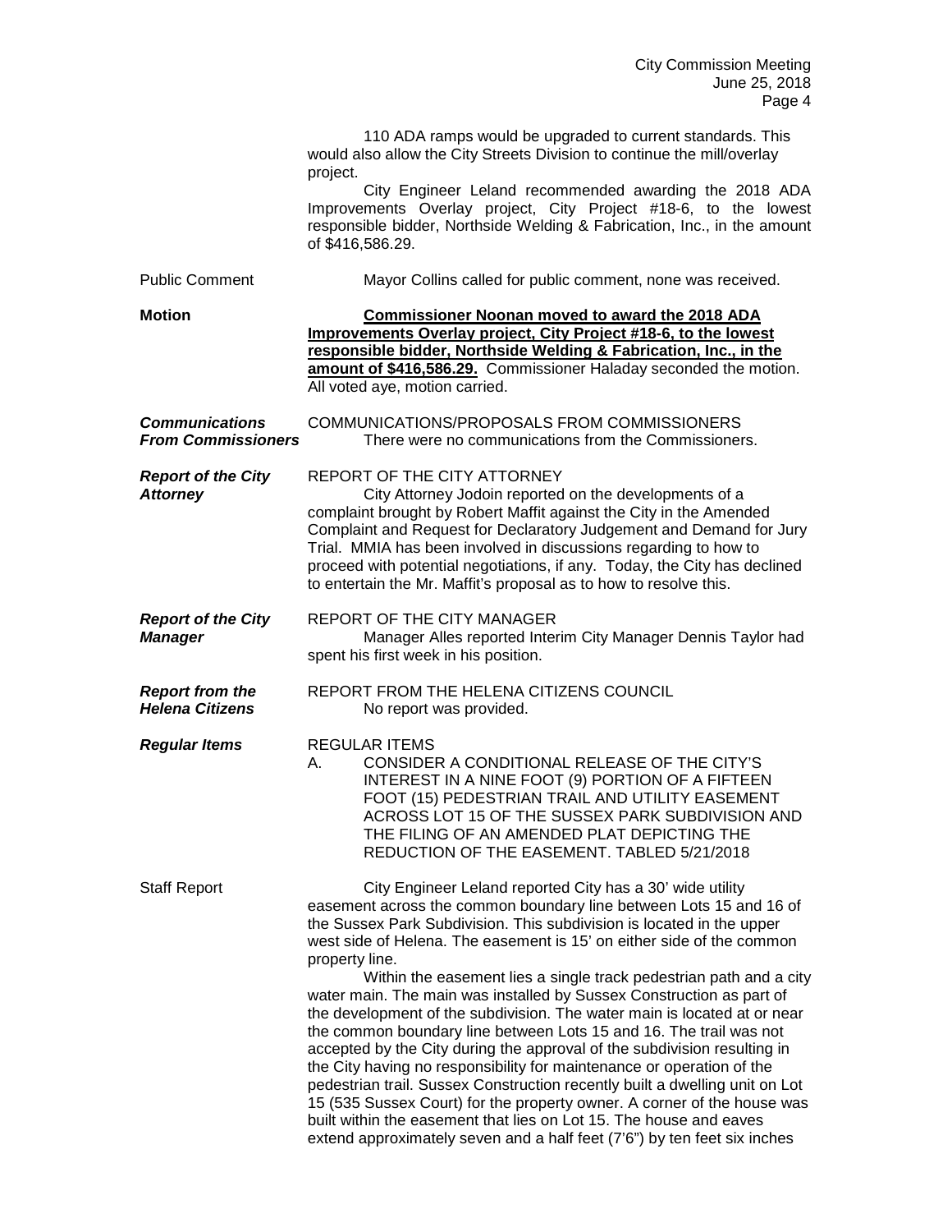110 ADA ramps would be upgraded to current standards. This would also allow the City Streets Division to continue the mill/overlay project.

City Engineer Leland recommended awarding the 2018 ADA Improvements Overlay project, City Project #18-6, to the lowest responsible bidder, Northside Welding & Fabrication, Inc., in the amount of $416,586.29.

Public Comment

Mayor Collins called for public comment, none was received.

**Motion**

**Commissioner Noonan moved to award the 2018 ADA Improvements Overlay project, City Project #18-6, to the lowest responsible bidder, Northside Welding & Fabrication, Inc., in the amount of $416,586.29.** Commissioner Haladay seconded the motion. All voted aye, motion carried.

***Communications From Commissioners***

COMMUNICATIONS/PROPOSALS FROM COMMISSIONERS

There were no communications from the Commissioners.

***Report of the City Attorney***

REPORT OF THE CITY ATTORNEY

City Attorney Jodoin reported on the developments of a complaint brought by Robert Maffit against the City in the Amended Complaint and Request for Declaratory Judgement and Demand for Jury Trial. MMIA has been involved in discussions regarding to how to proceed with potential negotiations, if any. Today, the City has declined to entertain the Mr. Maffit's proposal as to how to resolve this.

***Report of the City Manager***

REPORT OF THE CITY MANAGER

Manager Alles reported Interim City Manager Dennis Taylor had spent his first week in his position.

***Report from the Helena Citizens***

REPORT FROM THE HELENA CITIZENS COUNCIL

No report was provided.

***Regular Items***

REGULAR ITEMS

A. CONSIDER A CONDITIONAL RELEASE OF THE CITY'S INTEREST IN A NINE FOOT (9) PORTION OF A FIFTEEN FOOT (15) PEDESTRIAN TRAIL AND UTILITY EASEMENT ACROSS LOT 15 OF THE SUSSEX PARK SUBDIVISION AND THE FILING OF AN AMENDED PLAT DEPICTING THE REDUCTION OF THE EASEMENT. TABLED 5/21/2018

Staff Report

City Engineer Leland reported City has a 30' wide utility easement across the common boundary line between Lots 15 and 16 of the Sussex Park Subdivision. This subdivision is located in the upper west side of Helena. The easement is 15' on either side of the common property line.

Within the easement lies a single track pedestrian path and a city water main. The main was installed by Sussex Construction as part of the development of the subdivision. The water main is located at or near the common boundary line between Lots 15 and 16. The trail was not accepted by the City during the approval of the subdivision resulting in the City having no responsibility for maintenance or operation of the pedestrian trail. Sussex Construction recently built a dwelling unit on Lot 15 (535 Sussex Court) for the property owner. A corner of the house was built within the easement that lies on Lot 15. The house and eaves extend approximately seven and a half feet (7'6") by ten feet six inches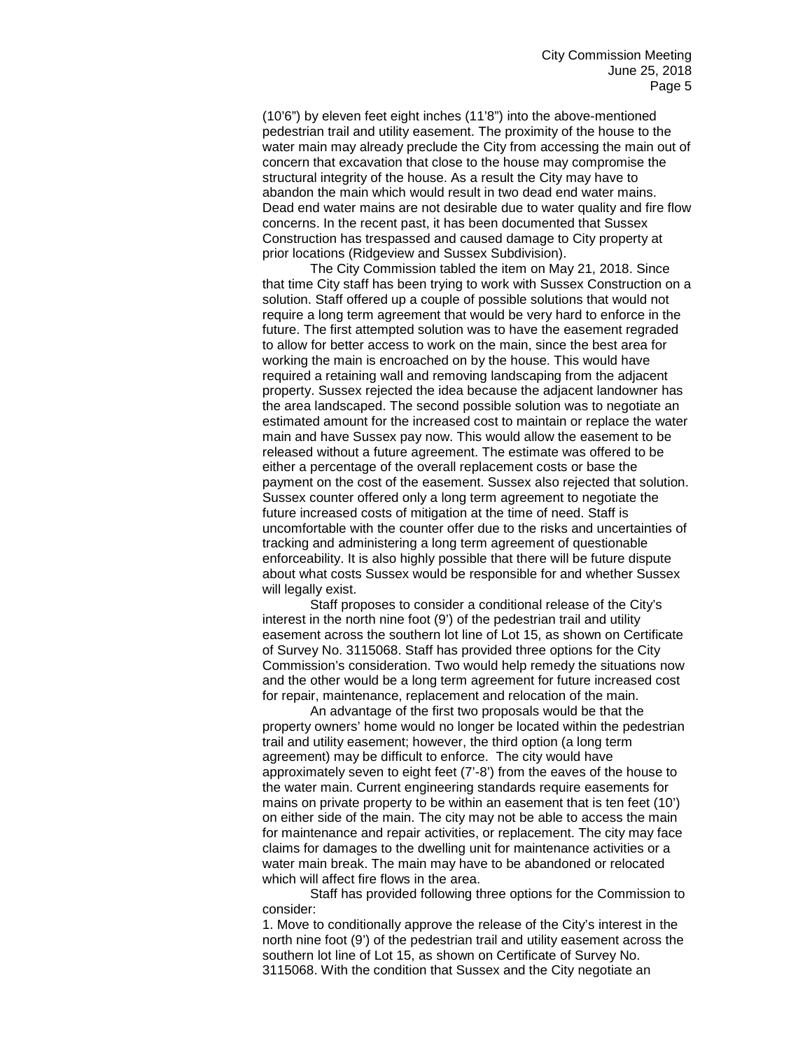(10'6") by eleven feet eight inches (11'8") into the above-mentioned pedestrian trail and utility easement. The proximity of the house to the water main may already preclude the City from accessing the main out of concern that excavation that close to the house may compromise the structural integrity of the house. As a result the City may have to abandon the main which would result in two dead end water mains. Dead end water mains are not desirable due to water quality and fire flow concerns. In the recent past, it has been documented that Sussex Construction has trespassed and caused damage to City property at prior locations (Ridgeview and Sussex Subdivision).

The City Commission tabled the item on May 21, 2018. Since that time City staff has been trying to work with Sussex Construction on a solution. Staff offered up a couple of possible solutions that would not require a long term agreement that would be very hard to enforce in the future. The first attempted solution was to have the easement regraded to allow for better access to work on the main, since the best area for working the main is encroached on by the house. This would have required a retaining wall and removing landscaping from the adjacent property. Sussex rejected the idea because the adjacent landowner has the area landscaped. The second possible solution was to negotiate an estimated amount for the increased cost to maintain or replace the water main and have Sussex pay now. This would allow the easement to be released without a future agreement. The estimate was offered to be either a percentage of the overall replacement costs or base the payment on the cost of the easement. Sussex also rejected that solution. Sussex counter offered only a long term agreement to negotiate the future increased costs of mitigation at the time of need. Staff is uncomfortable with the counter offer due to the risks and uncertainties of tracking and administering a long term agreement of questionable enforceability. It is also highly possible that there will be future dispute about what costs Sussex would be responsible for and whether Sussex will legally exist.

Staff proposes to consider a conditional release of the City's interest in the north nine foot (9') of the pedestrian trail and utility easement across the southern lot line of Lot 15, as shown on Certificate of Survey No. 3115068. Staff has provided three options for the City Commission's consideration. Two would help remedy the situations now and the other would be a long term agreement for future increased cost for repair, maintenance, replacement and relocation of the main.

An advantage of the first two proposals would be that the property owners' home would no longer be located within the pedestrian trail and utility easement; however, the third option (a long term agreement) may be difficult to enforce. The city would have approximately seven to eight feet (7'-8') from the eaves of the house to the water main. Current engineering standards require easements for mains on private property to be within an easement that is ten feet (10') on either side of the main. The city may not be able to access the main for maintenance and repair activities, or replacement. The city may face claims for damages to the dwelling unit for maintenance activities or a water main break. The main may have to be abandoned or relocated which will affect fire flows in the area.

Staff has provided following three options for the Commission to consider:

1. Move to conditionally approve the release of the City's interest in the north nine foot (9') of the pedestrian trail and utility easement across the southern lot line of Lot 15, as shown on Certificate of Survey No. 3115068. With the condition that Sussex and the City negotiate an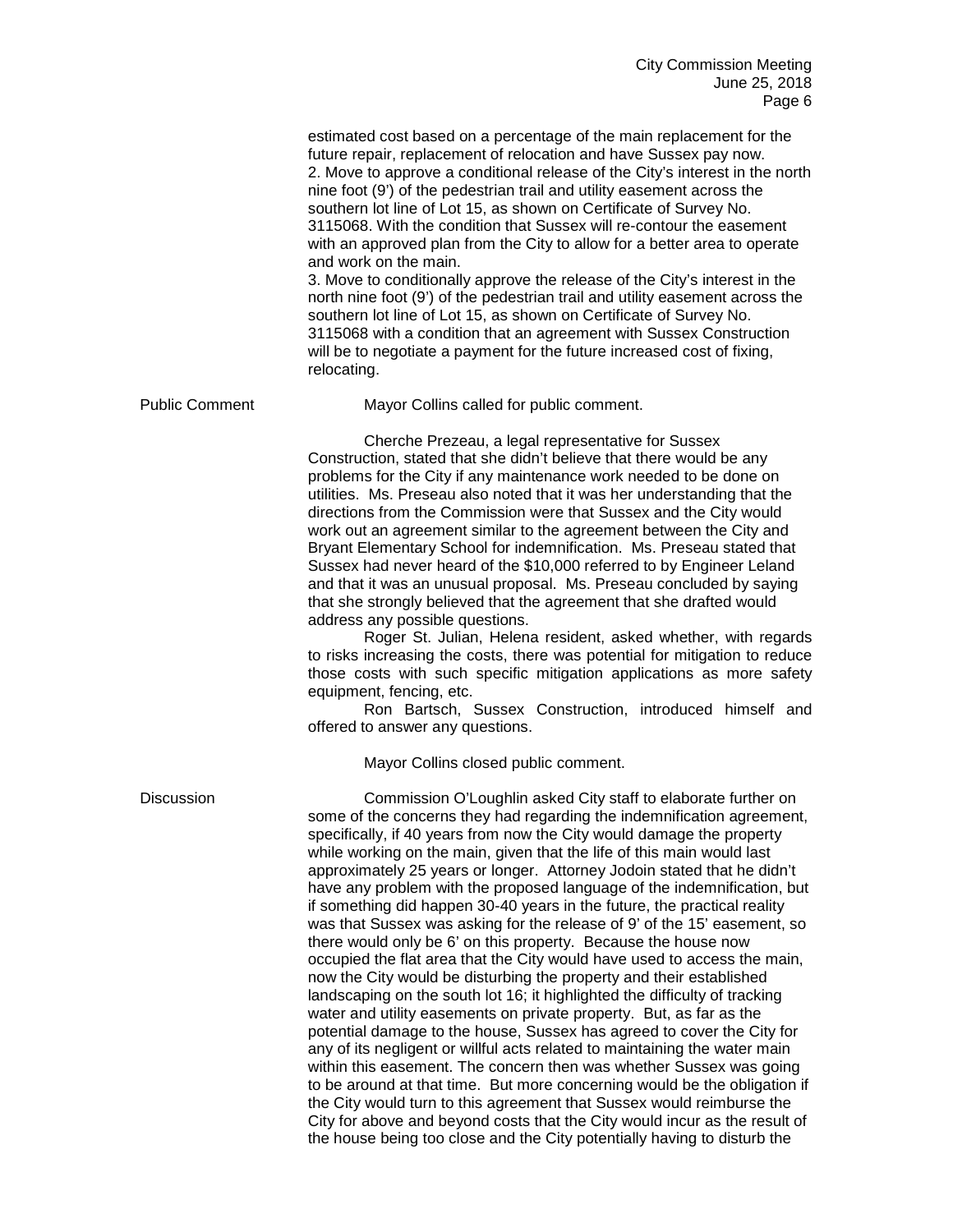estimated cost based on a percentage of the main replacement for the future repair, replacement of relocation and have Sussex pay now.
2. Move to approve a conditional release of the City's interest in the north nine foot (9') of the pedestrian trail and utility easement across the southern lot line of Lot 15, as shown on Certificate of Survey No. 3115068. With the condition that Sussex will re-contour the easement with an approved plan from the City to allow for a better area to operate and work on the main.
3. Move to conditionally approve the release of the City's interest in the north nine foot (9') of the pedestrian trail and utility easement across the southern lot line of Lot 15, as shown on Certificate of Survey No. 3115068 with a condition that an agreement with Sussex Construction will be to negotiate a payment for the future increased cost of fixing, relocating.

**Public Comment**

Mayor Collins called for public comment.

Cherche Prezeau, a legal representative for Sussex Construction, stated that she didn't believe that there would be any problems for the City if any maintenance work needed to be done on utilities. Ms. Preseau also noted that it was her understanding that the directions from the Commission were that Sussex and the City would work out an agreement similar to the agreement between the City and Bryant Elementary School for indemnification. Ms. Preseau stated that Sussex had never heard of the $10,000 referred to by Engineer Leland and that it was an unusual proposal. Ms. Preseau concluded by saying that she strongly believed that the agreement that she drafted would address any possible questions.

Roger St. Julian, Helena resident, asked whether, with regards to risks increasing the costs, there was potential for mitigation to reduce those costs with such specific mitigation applications as more safety equipment, fencing, etc.

Ron Bartsch, Sussex Construction, introduced himself and offered to answer any questions.

Mayor Collins closed public comment.

**Discussion**

Commission O'Loughlin asked City staff to elaborate further on some of the concerns they had regarding the indemnification agreement, specifically, if 40 years from now the City would damage the property while working on the main, given that the life of this main would last approximately 25 years or longer. Attorney Jodoin stated that he didn't have any problem with the proposed language of the indemnification, but if something did happen 30-40 years in the future, the practical reality was that Sussex was asking for the release of 9' of the 15' easement, so there would only be 6' on this property. Because the house now occupied the flat area that the City would have used to access the main, now the City would be disturbing the property and their established landscaping on the south lot 16; it highlighted the difficulty of tracking water and utility easements on private property. But, as far as the potential damage to the house, Sussex has agreed to cover the City for any of its negligent or willful acts related to maintaining the water main within this easement. The concern then was whether Sussex was going to be around at that time. But more concerning would be the obligation if the City would turn to this agreement that Sussex would reimburse the City for above and beyond costs that the City would incur as the result of the house being too close and the City potentially having to disturb the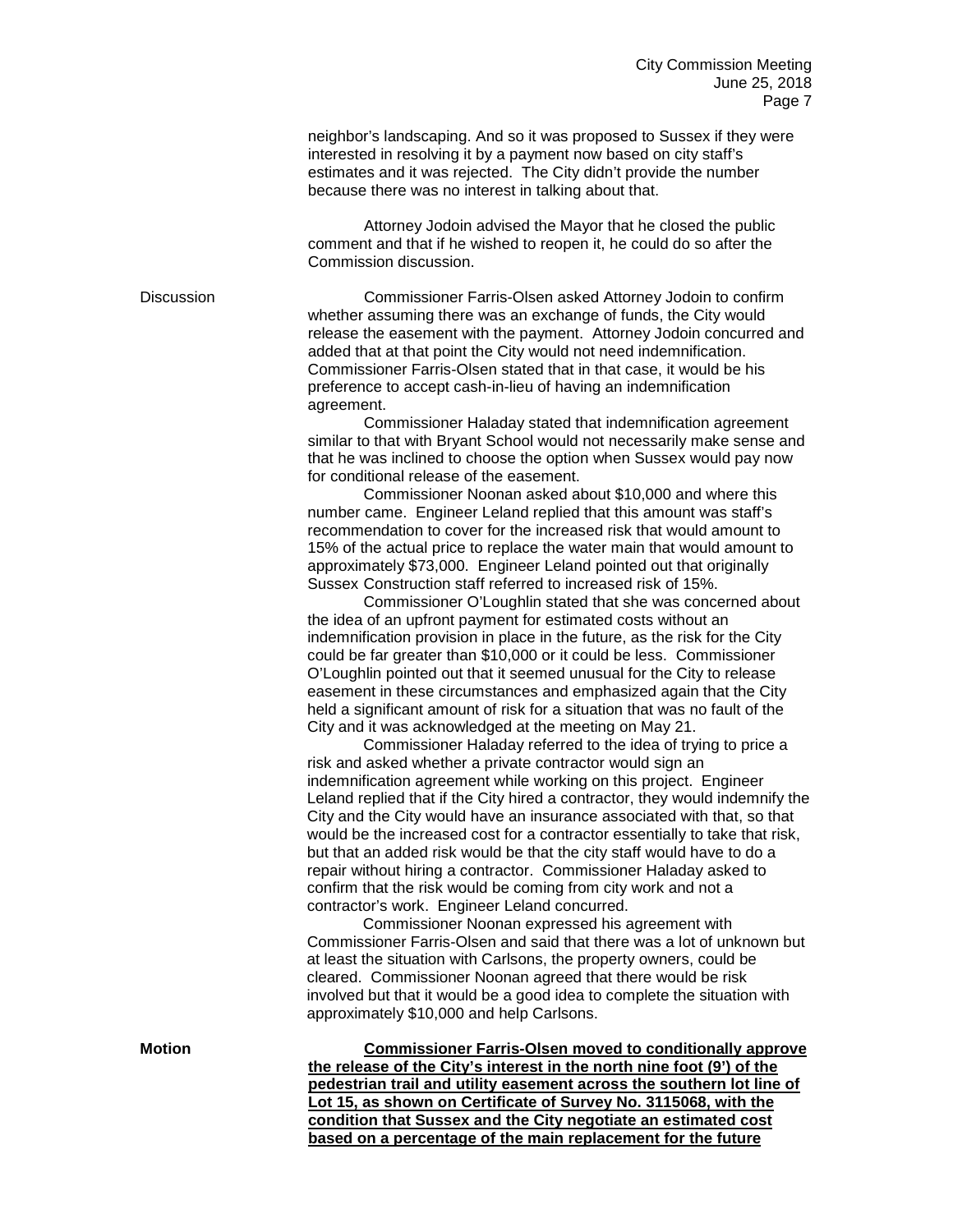neighbor's landscaping. And so it was proposed to Sussex if they were interested in resolving it by a payment now based on city staff's estimates and it was rejected. The City didn't provide the number because there was no interest in talking about that.

Attorney Jodoin advised the Mayor that he closed the public comment and that if he wished to reopen it, he could do so after the Commission discussion.

Discussion

Commissioner Farris-Olsen asked Attorney Jodoin to confirm whether assuming there was an exchange of funds, the City would release the easement with the payment. Attorney Jodoin concurred and added that at that point the City would not need indemnification. Commissioner Farris-Olsen stated that in that case, it would be his preference to accept cash-in-lieu of having an indemnification agreement.

Commissioner Haladay stated that indemnification agreement similar to that with Bryant School would not necessarily make sense and that he was inclined to choose the option when Sussex would pay now for conditional release of the easement.

Commissioner Noonan asked about $10,000 and where this number came. Engineer Leland replied that this amount was staff's recommendation to cover for the increased risk that would amount to 15% of the actual price to replace the water main that would amount to approximately $73,000. Engineer Leland pointed out that originally Sussex Construction staff referred to increased risk of 15%.

Commissioner O'Loughlin stated that she was concerned about the idea of an upfront payment for estimated costs without an indemnification provision in place in the future, as the risk for the City could be far greater than $10,000 or it could be less. Commissioner O'Loughlin pointed out that it seemed unusual for the City to release easement in these circumstances and emphasized again that the City held a significant amount of risk for a situation that was no fault of the City and it was acknowledged at the meeting on May 21.

Commissioner Haladay referred to the idea of trying to price a risk and asked whether a private contractor would sign an indemnification agreement while working on this project. Engineer Leland replied that if the City hired a contractor, they would indemnify the City and the City would have an insurance associated with that, so that would be the increased cost for a contractor essentially to take that risk, but that an added risk would be that the city staff would have to do a repair without hiring a contractor. Commissioner Haladay asked to confirm that the risk would be coming from city work and not a contractor's work. Engineer Leland concurred.

Commissioner Noonan expressed his agreement with Commissioner Farris-Olsen and said that there was a lot of unknown but at least the situation with Carlsons, the property owners, could be cleared. Commissioner Noonan agreed that there would be risk involved but that it would be a good idea to complete the situation with approximately $10,000 and help Carlsons.

**Motion**

**Commissioner Farris-Olsen moved to conditionally approve the release of the City's interest in the north nine foot (9') of the pedestrian trail and utility easement across the southern lot line of Lot 15, as shown on Certificate of Survey No. 3115068, with the condition that Sussex and the City negotiate an estimated cost based on a percentage of the main replacement for the future**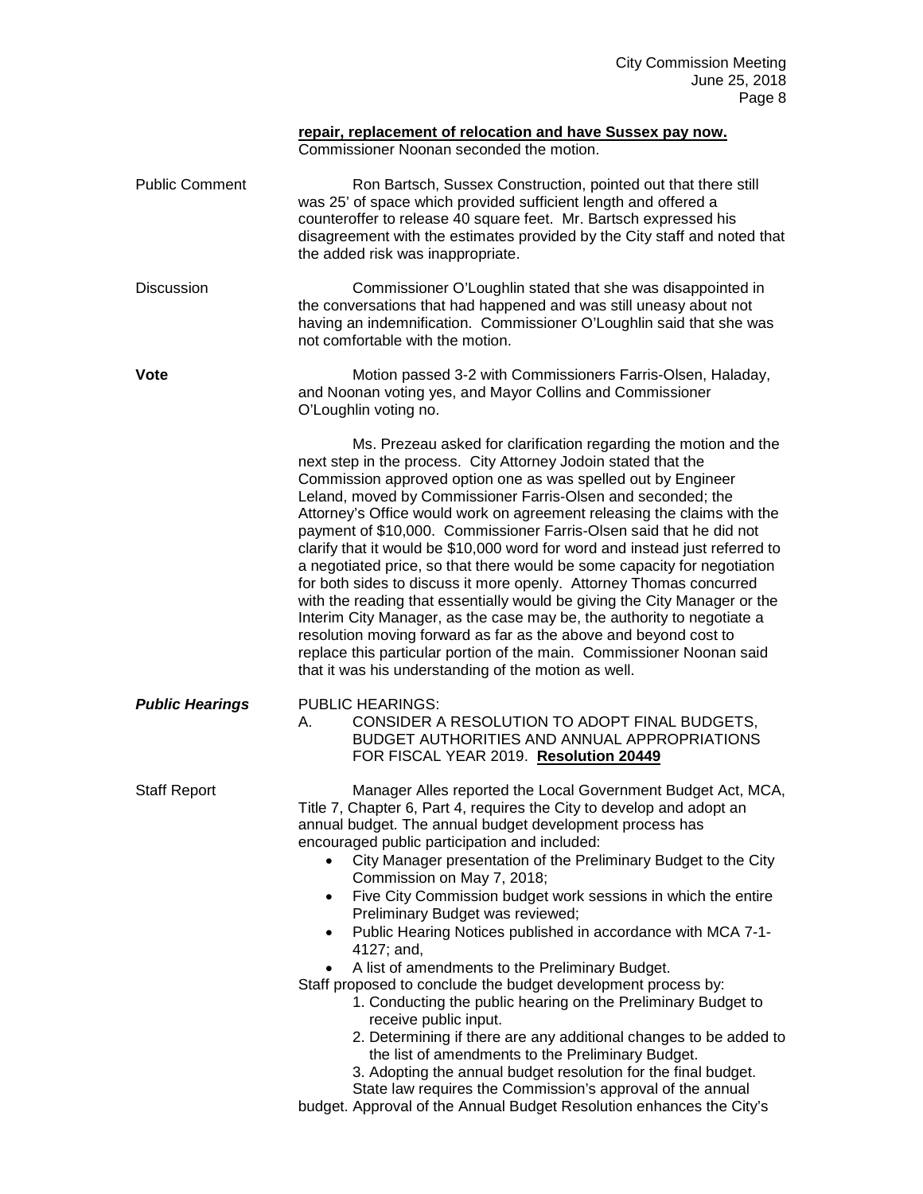**repair, replacement of relocation and have Sussex pay now.** Commissioner Noonan seconded the motion.

Public Comment

Ron Bartsch, Sussex Construction, pointed out that there still was 25' of space which provided sufficient length and offered a counteroffer to release 40 square feet. Mr. Bartsch expressed his disagreement with the estimates provided by the City staff and noted that the added risk was inappropriate.

Discussion

Commissioner O'Loughlin stated that she was disappointed in the conversations that had happened and was still uneasy about not having an indemnification. Commissioner O'Loughlin said that she was not comfortable with the motion.

**Vote**

Motion passed 3-2 with Commissioners Farris-Olsen, Haladay, and Noonan voting yes, and Mayor Collins and Commissioner O'Loughlin voting no.

Ms. Prezeau asked for clarification regarding the motion and the next step in the process. City Attorney Jodoin stated that the Commission approved option one as was spelled out by Engineer Leland, moved by Commissioner Farris-Olsen and seconded; the Attorney's Office would work on agreement releasing the claims with the payment of $10,000. Commissioner Farris-Olsen said that he did not clarify that it would be $10,000 word for word and instead just referred to a negotiated price, so that there would be some capacity for negotiation for both sides to discuss it more openly. Attorney Thomas concurred with the reading that essentially would be giving the City Manager or the Interim City Manager, as the case may be, the authority to negotiate a resolution moving forward as far as the above and beyond cost to replace this particular portion of the main. Commissioner Noonan said that it was his understanding of the motion as well.

***Public Hearings***

PUBLIC HEARINGS:

A. CONSIDER A RESOLUTION TO ADOPT FINAL BUDGETS, BUDGET AUTHORITIES AND ANNUAL APPROPRIATIONS FOR FISCAL YEAR 2019. **Resolution 20449**

Staff Report

Manager Alles reported the Local Government Budget Act, MCA, Title 7, Chapter 6, Part 4, requires the City to develop and adopt an annual budget. The annual budget development process has encouraged public participation and included:

- City Manager presentation of the Preliminary Budget to the City Commission on May 7, 2018;
- Five City Commission budget work sessions in which the entire Preliminary Budget was reviewed;
- Public Hearing Notices published in accordance with MCA 7-1-4127; and,
- A list of amendments to the Preliminary Budget.

Staff proposed to conclude the budget development process by:

1. Conducting the public hearing on the Preliminary Budget to receive public input.
2. Determining if there are any additional changes to be added to the list of amendments to the Preliminary Budget.
3. Adopting the annual budget resolution for the final budget.

State law requires the Commission's approval of the annual budget. Approval of the Annual Budget Resolution enhances the City's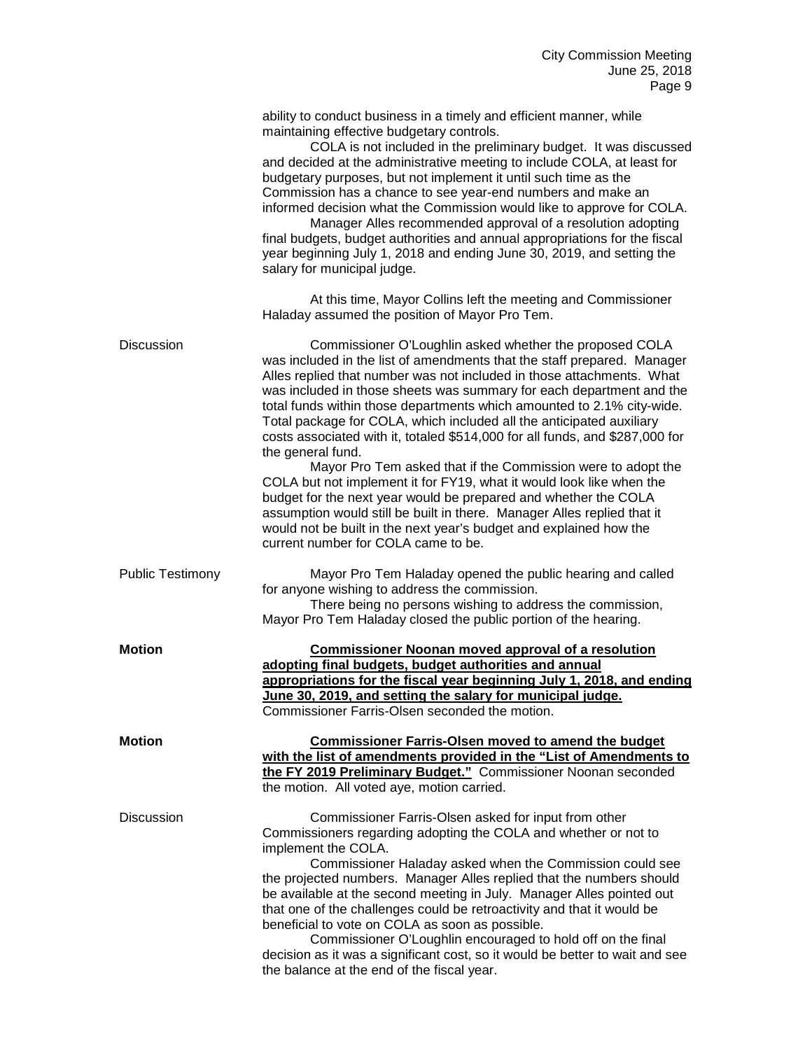ability to conduct business in a timely and efficient manner, while maintaining effective budgetary controls.

COLA is not included in the preliminary budget. It was discussed and decided at the administrative meeting to include COLA, at least for budgetary purposes, but not implement it until such time as the Commission has a chance to see year-end numbers and make an informed decision what the Commission would like to approve for COLA.

Manager Alles recommended approval of a resolution adopting final budgets, budget authorities and annual appropriations for the fiscal year beginning July 1, 2018 and ending June 30, 2019, and setting the salary for municipal judge.

At this time, Mayor Collins left the meeting and Commissioner Haladay assumed the position of Mayor Pro Tem.

Discussion

Commissioner O'Loughlin asked whether the proposed COLA was included in the list of amendments that the staff prepared. Manager Alles replied that number was not included in those attachments. What was included in those sheets was summary for each department and the total funds within those departments which amounted to 2.1% city-wide. Total package for COLA, which included all the anticipated auxiliary costs associated with it, totaled $514,000 for all funds, and $287,000 for the general fund.

Mayor Pro Tem asked that if the Commission were to adopt the COLA but not implement it for FY19, what it would look like when the budget for the next year would be prepared and whether the COLA assumption would still be built in there. Manager Alles replied that it would not be built in the next year's budget and explained how the current number for COLA came to be.

Public Testimony

Mayor Pro Tem Haladay opened the public hearing and called for anyone wishing to address the commission.

There being no persons wishing to address the commission, Mayor Pro Tem Haladay closed the public portion of the hearing.

**Motion**

**Commissioner Noonan moved approval of a resolution adopting final budgets, budget authorities and annual appropriations for the fiscal year beginning July 1, 2018, and ending June 30, 2019, and setting the salary for municipal judge.** Commissioner Farris-Olsen seconded the motion.

**Motion**

**Commissioner Farris-Olsen moved to amend the budget with the list of amendments provided in the "List of Amendments to the FY 2019 Preliminary Budget."** Commissioner Noonan seconded the motion. All voted aye, motion carried.

Discussion

Commissioner Farris-Olsen asked for input from other Commissioners regarding adopting the COLA and whether or not to implement the COLA.

Commissioner Haladay asked when the Commission could see the projected numbers. Manager Alles replied that the numbers should be available at the second meeting in July. Manager Alles pointed out that one of the challenges could be retroactivity and that it would be beneficial to vote on COLA as soon as possible.

Commissioner O'Loughlin encouraged to hold off on the final decision as it was a significant cost, so it would be better to wait and see the balance at the end of the fiscal year.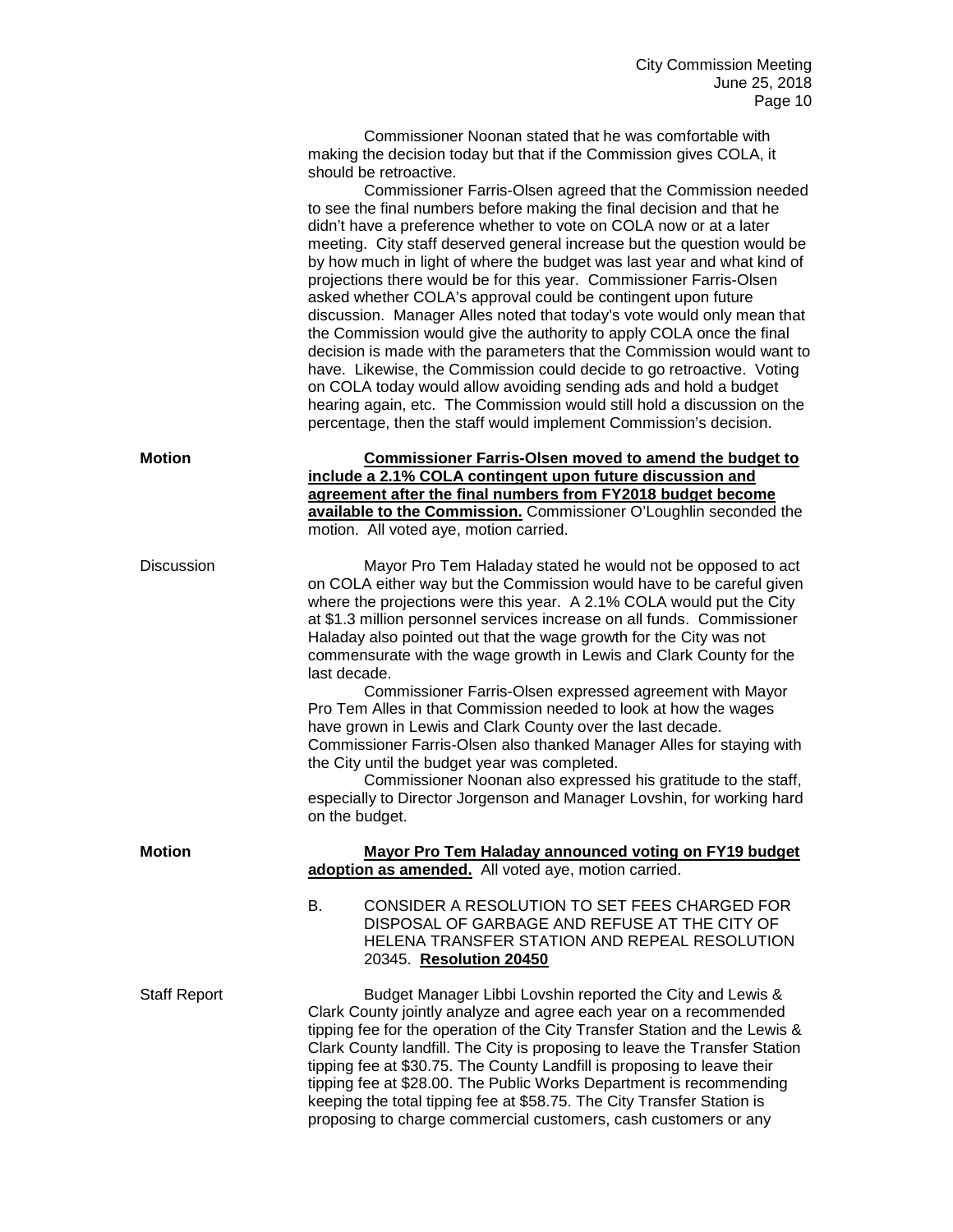Commissioner Noonan stated that he was comfortable with making the decision today but that if the Commission gives COLA, it should be retroactive.

Commissioner Farris-Olsen agreed that the Commission needed to see the final numbers before making the final decision and that he didn't have a preference whether to vote on COLA now or at a later meeting. City staff deserved general increase but the question would be by how much in light of where the budget was last year and what kind of projections there would be for this year. Commissioner Farris-Olsen asked whether COLA's approval could be contingent upon future discussion. Manager Alles noted that today's vote would only mean that the Commission would give the authority to apply COLA once the final decision is made with the parameters that the Commission would want to have. Likewise, the Commission could decide to go retroactive. Voting on COLA today would allow avoiding sending ads and hold a budget hearing again, etc. The Commission would still hold a discussion on the percentage, then the staff would implement Commission's decision.

**Motion**

**Commissioner Farris-Olsen moved to amend the budget to include a 2.1% COLA contingent upon future discussion and agreement after the final numbers from FY2018 budget become available to the Commission.** Commissioner O'Loughlin seconded the motion. All voted aye, motion carried.

**Discussion**

Mayor Pro Tem Haladay stated he would not be opposed to act on COLA either way but the Commission would have to be careful given where the projections were this year. A 2.1% COLA would put the City at $1.3 million personnel services increase on all funds. Commissioner Haladay also pointed out that the wage growth for the City was not commensurate with the wage growth in Lewis and Clark County for the last decade.

Commissioner Farris-Olsen expressed agreement with Mayor Pro Tem Alles in that Commission needed to look at how the wages have grown in Lewis and Clark County over the last decade. Commissioner Farris-Olsen also thanked Manager Alles for staying with the City until the budget year was completed.

Commissioner Noonan also expressed his gratitude to the staff, especially to Director Jorgenson and Manager Lovshin, for working hard on the budget.

**Motion**

**Mayor Pro Tem Haladay announced voting on FY19 budget adoption as amended.** All voted aye, motion carried.

B. CONSIDER A RESOLUTION TO SET FEES CHARGED FOR DISPOSAL OF GARBAGE AND REFUSE AT THE CITY OF HELENA TRANSFER STATION AND REPEAL RESOLUTION 20345. **Resolution 20450**

**Staff Report**

Budget Manager Libbi Lovshin reported the City and Lewis & Clark County jointly analyze and agree each year on a recommended tipping fee for the operation of the City Transfer Station and the Lewis & Clark County landfill. The City is proposing to leave the Transfer Station tipping fee at $30.75. The County Landfill is proposing to leave their tipping fee at $28.00. The Public Works Department is recommending keeping the total tipping fee at $58.75. The City Transfer Station is proposing to charge commercial customers, cash customers or any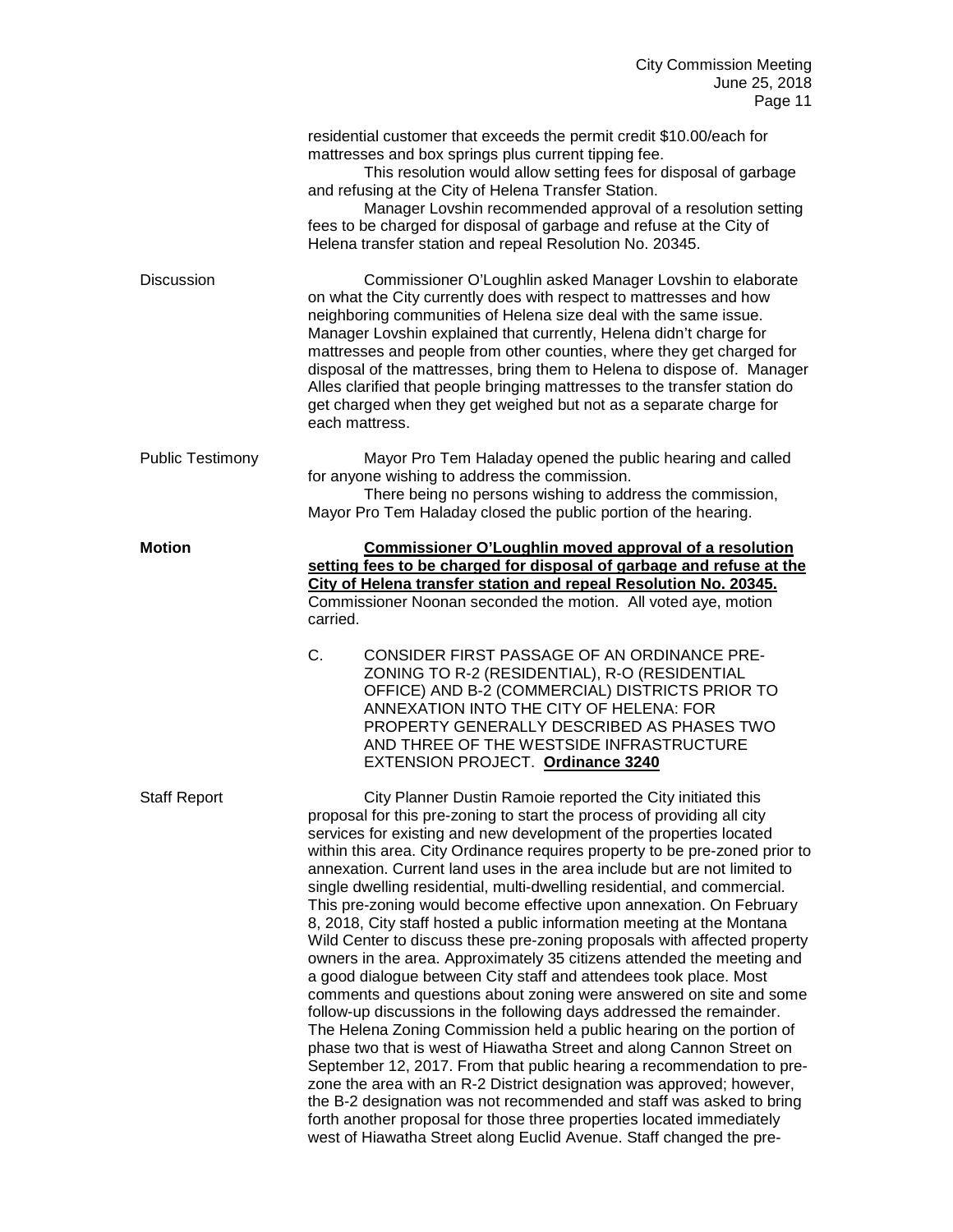residential customer that exceeds the permit credit $10.00/each for mattresses and box springs plus current tipping fee.

This resolution would allow setting fees for disposal of garbage and refusing at the City of Helena Transfer Station.

Manager Lovshin recommended approval of a resolution setting fees to be charged for disposal of garbage and refuse at the City of Helena transfer station and repeal Resolution No. 20345.

Discussion

Commissioner O'Loughlin asked Manager Lovshin to elaborate on what the City currently does with respect to mattresses and how neighboring communities of Helena size deal with the same issue. Manager Lovshin explained that currently, Helena didn't charge for mattresses and people from other counties, where they get charged for disposal of the mattresses, bring them to Helena to dispose of. Manager Alles clarified that people bringing mattresses to the transfer station do get charged when they get weighed but not as a separate charge for each mattress.

Public Testimony

Mayor Pro Tem Haladay opened the public hearing and called for anyone wishing to address the commission.

There being no persons wishing to address the commission, Mayor Pro Tem Haladay closed the public portion of the hearing.

**Motion**

**Commissioner O'Loughlin moved approval of a resolution setting fees to be charged for disposal of garbage and refuse at the City of Helena transfer station and repeal Resolution No. 20345.** Commissioner Noonan seconded the motion. All voted aye, motion carried.

C. CONSIDER FIRST PASSAGE OF AN ORDINANCE PRE-ZONING TO R-2 (RESIDENTIAL), R-O (RESIDENTIAL OFFICE) AND B-2 (COMMERCIAL) DISTRICTS PRIOR TO ANNEXATION INTO THE CITY OF HELENA: FOR PROPERTY GENERALLY DESCRIBED AS PHASES TWO AND THREE OF THE WESTSIDE INFRASTRUCTURE EXTENSION PROJECT. **Ordinance 3240**

Staff Report

City Planner Dustin Ramoie reported the City initiated this proposal for this pre-zoning to start the process of providing all city services for existing and new development of the properties located within this area. City Ordinance requires property to be pre-zoned prior to annexation. Current land uses in the area include but are not limited to single dwelling residential, multi-dwelling residential, and commercial. This pre-zoning would become effective upon annexation. On February 8, 2018, City staff hosted a public information meeting at the Montana Wild Center to discuss these pre-zoning proposals with affected property owners in the area. Approximately 35 citizens attended the meeting and a good dialogue between City staff and attendees took place. Most comments and questions about zoning were answered on site and some follow-up discussions in the following days addressed the remainder. The Helena Zoning Commission held a public hearing on the portion of phase two that is west of Hiawatha Street and along Cannon Street on September 12, 2017. From that public hearing a recommendation to pre-zone the area with an R-2 District designation was approved; however, the B-2 designation was not recommended and staff was asked to bring forth another proposal for those three properties located immediately west of Hiawatha Street along Euclid Avenue. Staff changed the pre-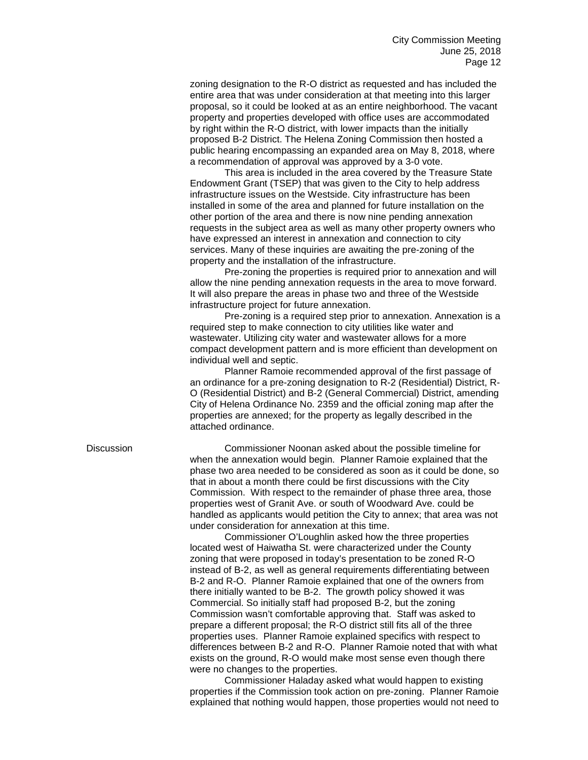zoning designation to the R-O district as requested and has included the entire area that was under consideration at that meeting into this larger proposal, so it could be looked at as an entire neighborhood. The vacant property and properties developed with office uses are accommodated by right within the R-O district, with lower impacts than the initially proposed B-2 District. The Helena Zoning Commission then hosted a public hearing encompassing an expanded area on May 8, 2018, where a recommendation of approval was approved by a 3-0 vote.

This area is included in the area covered by the Treasure State Endowment Grant (TSEP) that was given to the City to help address infrastructure issues on the Westside. City infrastructure has been installed in some of the area and planned for future installation on the other portion of the area and there is now nine pending annexation requests in the subject area as well as many other property owners who have expressed an interest in annexation and connection to city services. Many of these inquiries are awaiting the pre-zoning of the property and the installation of the infrastructure.

Pre-zoning the properties is required prior to annexation and will allow the nine pending annexation requests in the area to move forward. It will also prepare the areas in phase two and three of the Westside infrastructure project for future annexation.

Pre-zoning is a required step prior to annexation. Annexation is a required step to make connection to city utilities like water and wastewater. Utilizing city water and wastewater allows for a more compact development pattern and is more efficient than development on individual well and septic.

Planner Ramoie recommended approval of the first passage of an ordinance for a pre-zoning designation to R-2 (Residential) District, R-O (Residential District) and B-2 (General Commercial) District, amending City of Helena Ordinance No. 2359 and the official zoning map after the properties are annexed; for the property as legally described in the attached ordinance.

Discussion

Commissioner Noonan asked about the possible timeline for when the annexation would begin. Planner Ramoie explained that the phase two area needed to be considered as soon as it could be done, so that in about a month there could be first discussions with the City Commission. With respect to the remainder of phase three area, those properties west of Granit Ave. or south of Woodward Ave. could be handled as applicants would petition the City to annex; that area was not under consideration for annexation at this time.

Commissioner O'Loughlin asked how the three properties located west of Haiwatha St. were characterized under the County zoning that were proposed in today's presentation to be zoned R-O instead of B-2, as well as general requirements differentiating between B-2 and R-O. Planner Ramoie explained that one of the owners from there initially wanted to be B-2. The growth policy showed it was Commercial. So initially staff had proposed B-2, but the zoning Commission wasn't comfortable approving that. Staff was asked to prepare a different proposal; the R-O district still fits all of the three properties uses. Planner Ramoie explained specifics with respect to differences between B-2 and R-O. Planner Ramoie noted that with what exists on the ground, R-O would make most sense even though there were no changes to the properties.

Commissioner Haladay asked what would happen to existing properties if the Commission took action on pre-zoning. Planner Ramoie explained that nothing would happen, those properties would not need to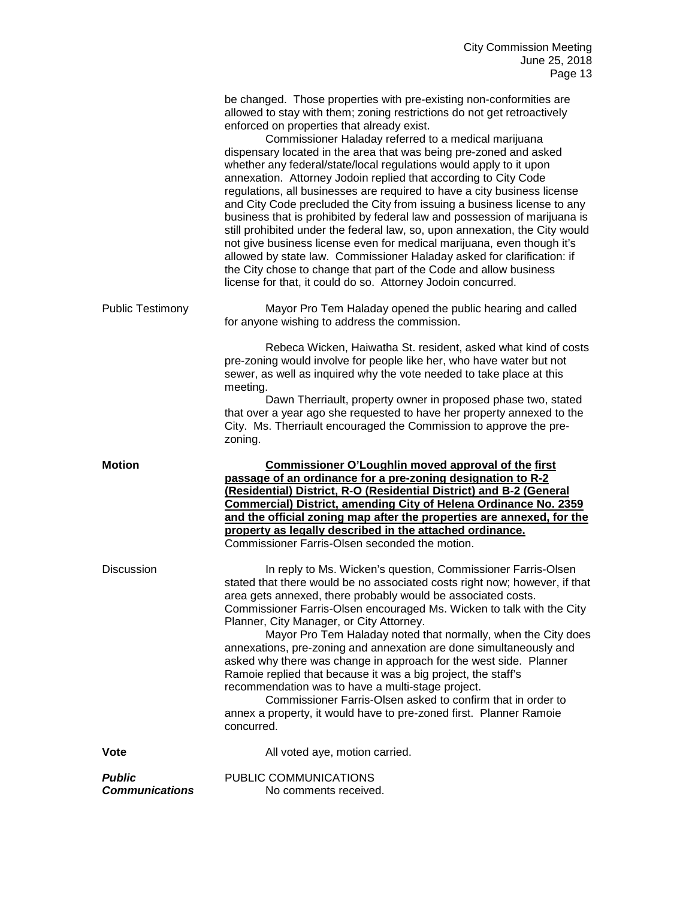be changed. Those properties with pre-existing non-conformities are allowed to stay with them; zoning restrictions do not get retroactively enforced on properties that already exist.

Commissioner Haladay referred to a medical marijuana dispensary located in the area that was being pre-zoned and asked whether any federal/state/local regulations would apply to it upon annexation. Attorney Jodoin replied that according to City Code regulations, all businesses are required to have a city business license and City Code precluded the City from issuing a business license to any business that is prohibited by federal law and possession of marijuana is still prohibited under the federal law, so, upon annexation, the City would not give business license even for medical marijuana, even though it's allowed by state law. Commissioner Haladay asked for clarification: if the City chose to change that part of the Code and allow business license for that, it could do so. Attorney Jodoin concurred.

Public Testimony

Mayor Pro Tem Haladay opened the public hearing and called for anyone wishing to address the commission.

Rebeca Wicken, Haiwatha St. resident, asked what kind of costs pre-zoning would involve for people like her, who have water but not sewer, as well as inquired why the vote needed to take place at this meeting.

Dawn Therriault, property owner in proposed phase two, stated that over a year ago she requested to have her property annexed to the City. Ms. Therriault encouraged the Commission to approve the pre-zoning.

**Motion**

**Commissioner O'Loughlin moved approval of the first passage of an ordinance for a pre-zoning designation to R-2 (Residential) District, R-O (Residential District) and B-2 (General Commercial) District, amending City of Helena Ordinance No. 2359 and the official zoning map after the properties are annexed, for the property as legally described in the attached ordinance.** Commissioner Farris-Olsen seconded the motion.

Discussion

In reply to Ms. Wicken's question, Commissioner Farris-Olsen stated that there would be no associated costs right now; however, if that area gets annexed, there probably would be associated costs. Commissioner Farris-Olsen encouraged Ms. Wicken to talk with the City Planner, City Manager, or City Attorney.

Mayor Pro Tem Haladay noted that normally, when the City does annexations, pre-zoning and annexation are done simultaneously and asked why there was change in approach for the west side. Planner Ramoie replied that because it was a big project, the staff's recommendation was to have a multi-stage project.

Commissioner Farris-Olsen asked to confirm that in order to annex a property, it would have to pre-zoned first. Planner Ramoie concurred.

**Vote**

All voted aye, motion carried.

***Public Communications***

PUBLIC COMMUNICATIONS

No comments received.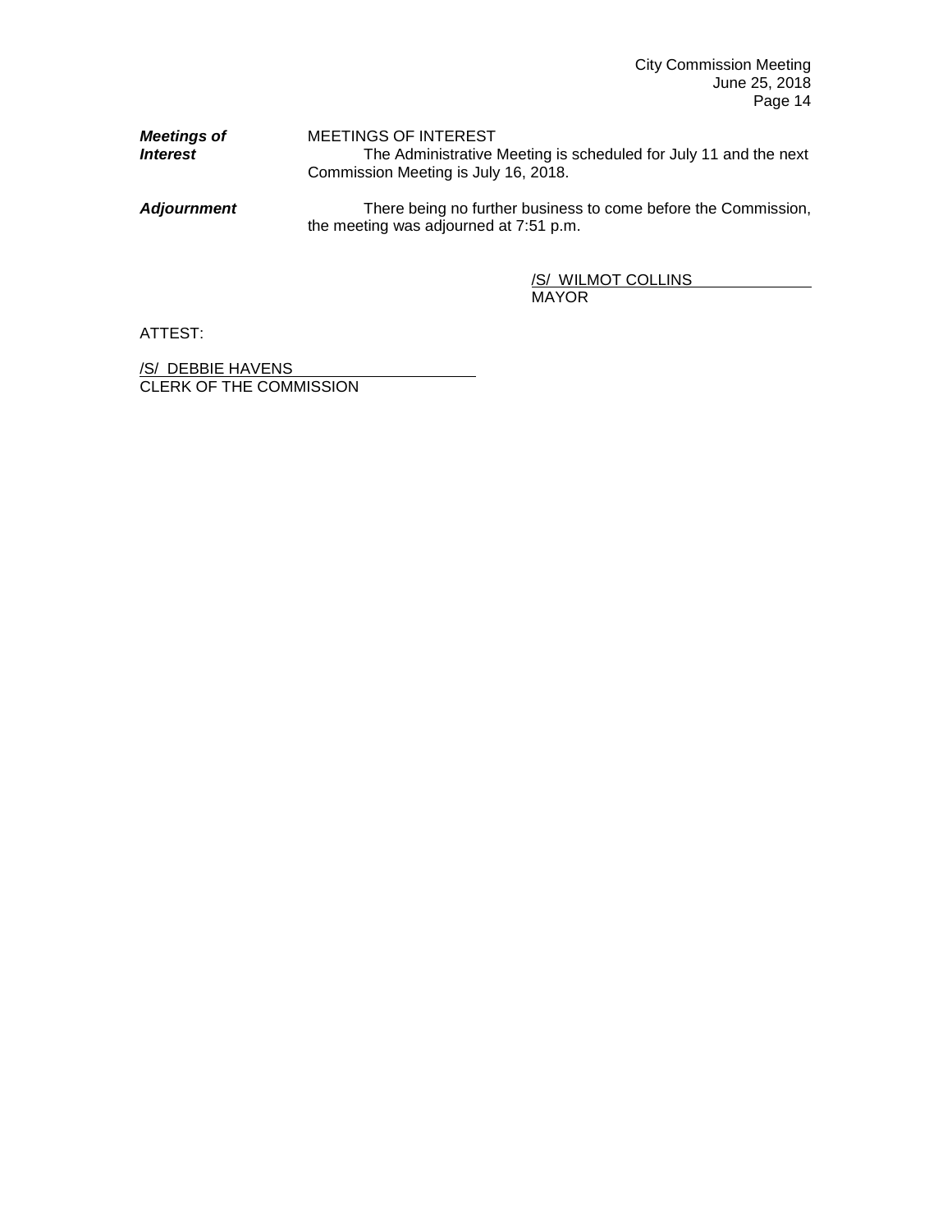***Meetings of Interest***

MEETINGS OF INTEREST

The Administrative Meeting is scheduled for July 11 and the next Commission Meeting is July 16, 2018.

***Adjournment***

There being no further business to come before the Commission, the meeting was adjourned at 7:51 p.m.

/S/ WILMOT COLLINS
MAYOR

ATTEST:

/S/ DEBBIE HAVENS
CLERK OF THE COMMISSION